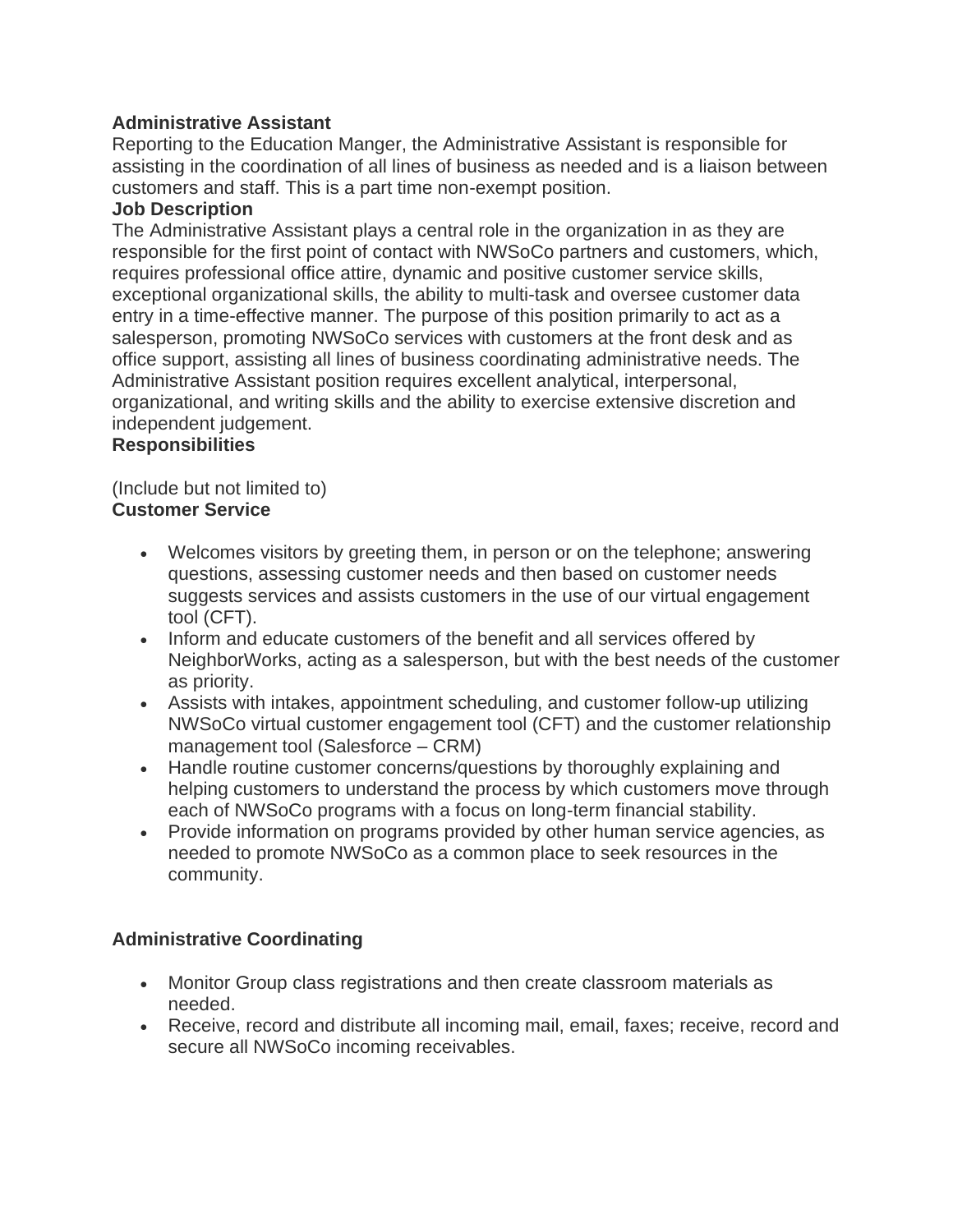**Administrative Assistant**
Reporting to the Education Manger, the Administrative Assistant is responsible for assisting in the coordination of all lines of business as needed and is a liaison between customers and staff. This is a part time non-exempt position.
**Job Description**
The Administrative Assistant plays a central role in the organization in as they are responsible for the first point of contact with NWSoCo partners and customers, which, requires professional office attire, dynamic and positive customer service skills, exceptional organizational skills, the ability to multi-task and oversee customer data entry in a time-effective manner. The purpose of this position primarily to act as a salesperson, promoting NWSoCo services with customers at the front desk and as office support, assisting all lines of business coordinating administrative needs. The Administrative Assistant position requires excellent analytical, interpersonal, organizational, and writing skills and the ability to exercise extensive discretion and independent judgement.
**Responsibilities**

(Include but not limited to)
**Customer Service**

- Welcomes visitors by greeting them, in person or on the telephone; answering questions, assessing customer needs and then based on customer needs suggests services and assists customers in the use of our virtual engagement tool (CFT).
- Inform and educate customers of the benefit and all services offered by NeighborWorks, acting as a salesperson, but with the best needs of the customer as priority.
- Assists with intakes, appointment scheduling, and customer follow-up utilizing NWSoCo virtual customer engagement tool (CFT) and the customer relationship management tool (Salesforce – CRM)
- Handle routine customer concerns/questions by thoroughly explaining and helping customers to understand the process by which customers move through each of NWSoCo programs with a focus on long-term financial stability.
- Provide information on programs provided by other human service agencies, as needed to promote NWSoCo as a common place to seek resources in the community.

**Administrative Coordinating**

- Monitor Group class registrations and then create classroom materials as needed.
- Receive, record and distribute all incoming mail, email, faxes; receive, record and secure all NWSoCo incoming receivables.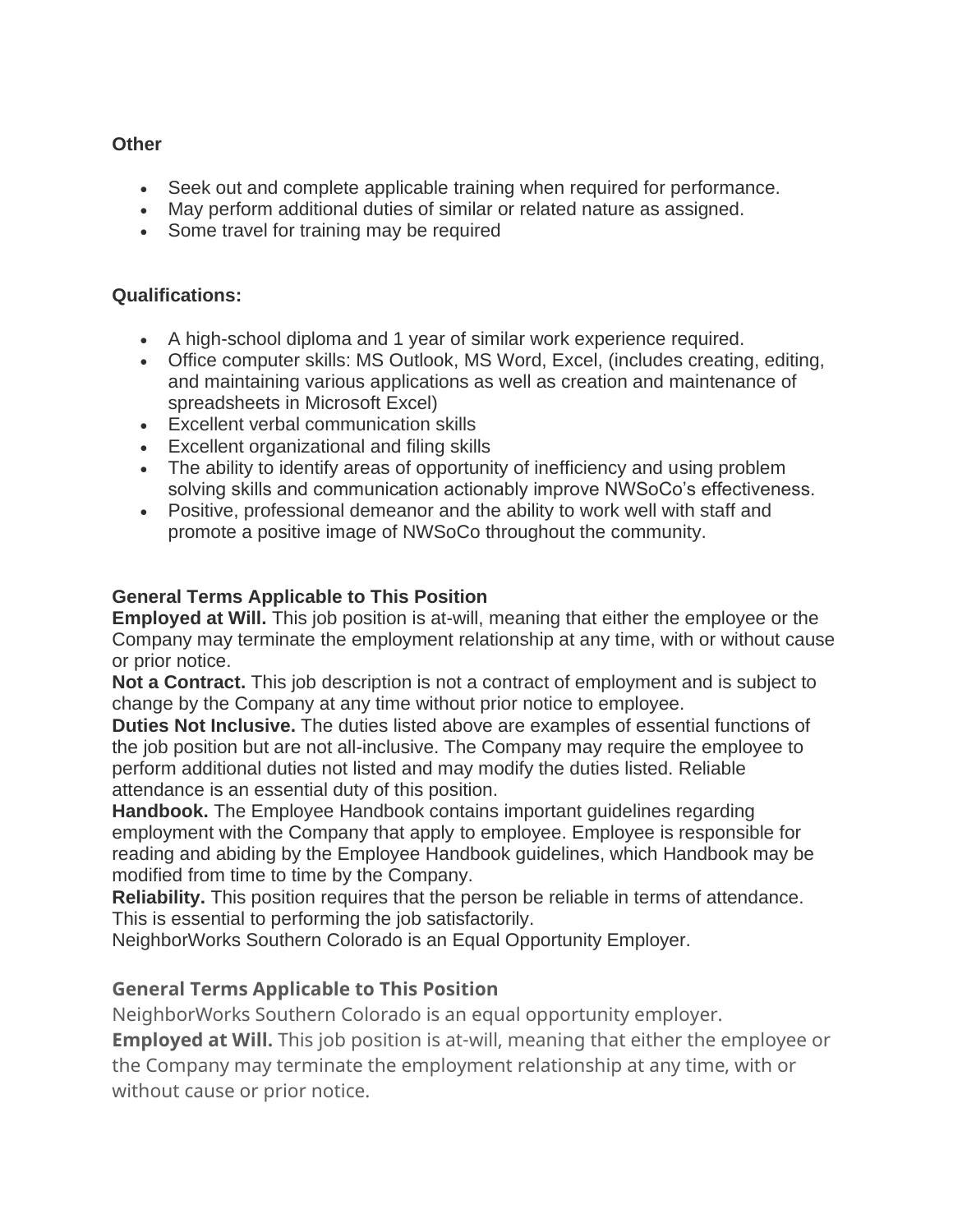**Other**

- Seek out and complete applicable training when required for performance.
- May perform additional duties of similar or related nature as assigned.
- Some travel for training may be required

**Qualifications:**

- A high-school diploma and 1 year of similar work experience required.
- Office computer skills: MS Outlook, MS Word, Excel, (includes creating, editing, and maintaining various applications as well as creation and maintenance of spreadsheets in Microsoft Excel)
- Excellent verbal communication skills
- Excellent organizational and filing skills
- The ability to identify areas of opportunity of inefficiency and using problem solving skills and communication actionably improve NWSoCo's effectiveness.
- Positive, professional demeanor and the ability to work well with staff and promote a positive image of NWSoCo throughout the community.

**General Terms Applicable to This Position**

**Employed at Will.** This job position is at-will, meaning that either the employee or the Company may terminate the employment relationship at any time, with or without cause or prior notice.

**Not a Contract.** This job description is not a contract of employment and is subject to change by the Company at any time without prior notice to employee.

**Duties Not Inclusive.** The duties listed above are examples of essential functions of the job position but are not all-inclusive. The Company may require the employee to perform additional duties not listed and may modify the duties listed. Reliable attendance is an essential duty of this position.

**Handbook.** The Employee Handbook contains important guidelines regarding employment with the Company that apply to employee. Employee is responsible for reading and abiding by the Employee Handbook guidelines, which Handbook may be modified from time to time by the Company.

**Reliability.** This position requires that the person be reliable in terms of attendance. This is essential to performing the job satisfactorily.

NeighborWorks Southern Colorado is an Equal Opportunity Employer.

**General Terms Applicable to This Position**

NeighborWorks Southern Colorado is an equal opportunity employer.

**Employed at Will.** This job position is at-will, meaning that either the employee or the Company may terminate the employment relationship at any time, with or without cause or prior notice.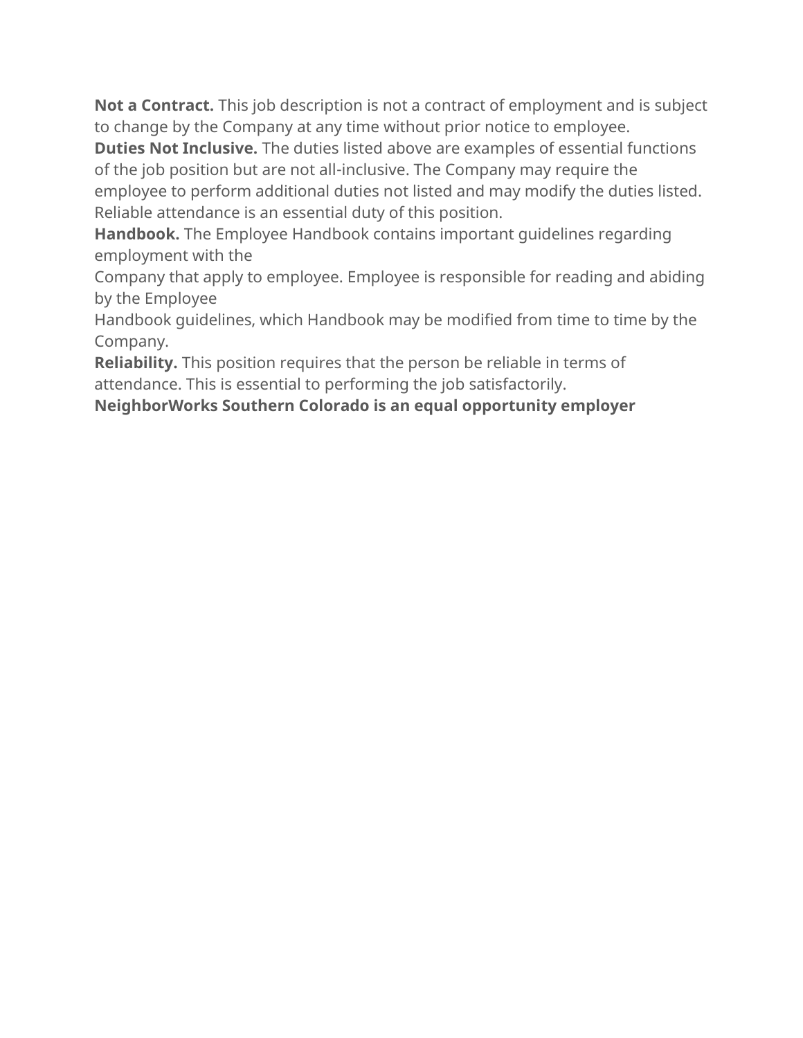**Not a Contract.** This job description is not a contract of employment and is subject to change by the Company at any time without prior notice to employee.

**Duties Not Inclusive.** The duties listed above are examples of essential functions of the job position but are not all-inclusive. The Company may require the employee to perform additional duties not listed and may modify the duties listed. Reliable attendance is an essential duty of this position.

**Handbook.** The Employee Handbook contains important guidelines regarding employment with the Company that apply to employee. Employee is responsible for reading and abiding by the Employee Handbook guidelines, which Handbook may be modified from time to time by the Company.

**Reliability.** This position requires that the person be reliable in terms of attendance. This is essential to performing the job satisfactorily.

**NeighborWorks Southern Colorado is an equal opportunity employer**